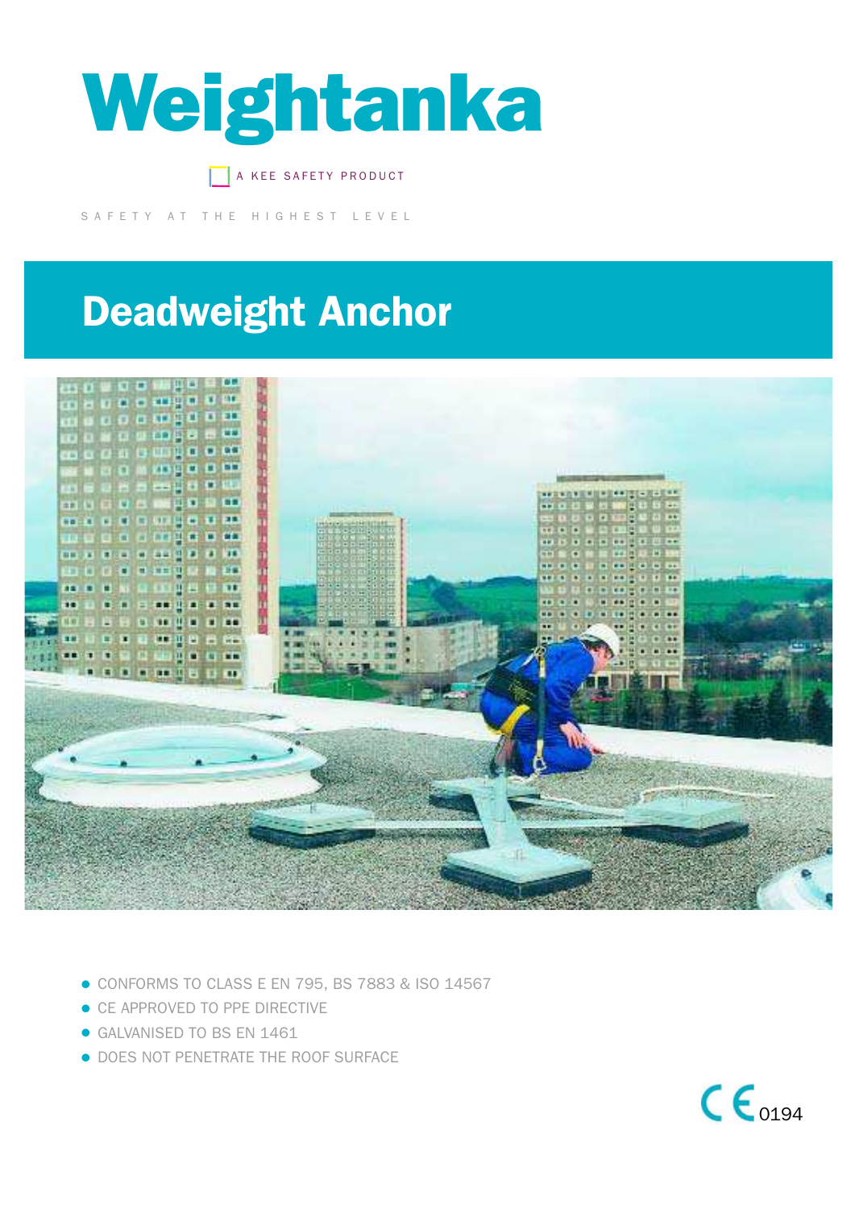# Weightanka

A KEE SAFETY PRODUCT

SAFETY AT THE HIGHEST LEVEL

## Deadweight Anchor

- CONFORMS TO CLASS E EN 795, BS 7883 & ISO 14567
- CE APPROVED TO PPE DIRECTIVE
- GALVANISED TO BS EN 1461
- DOES NOT PENETRATE THE ROOF SURFACE

CE 0194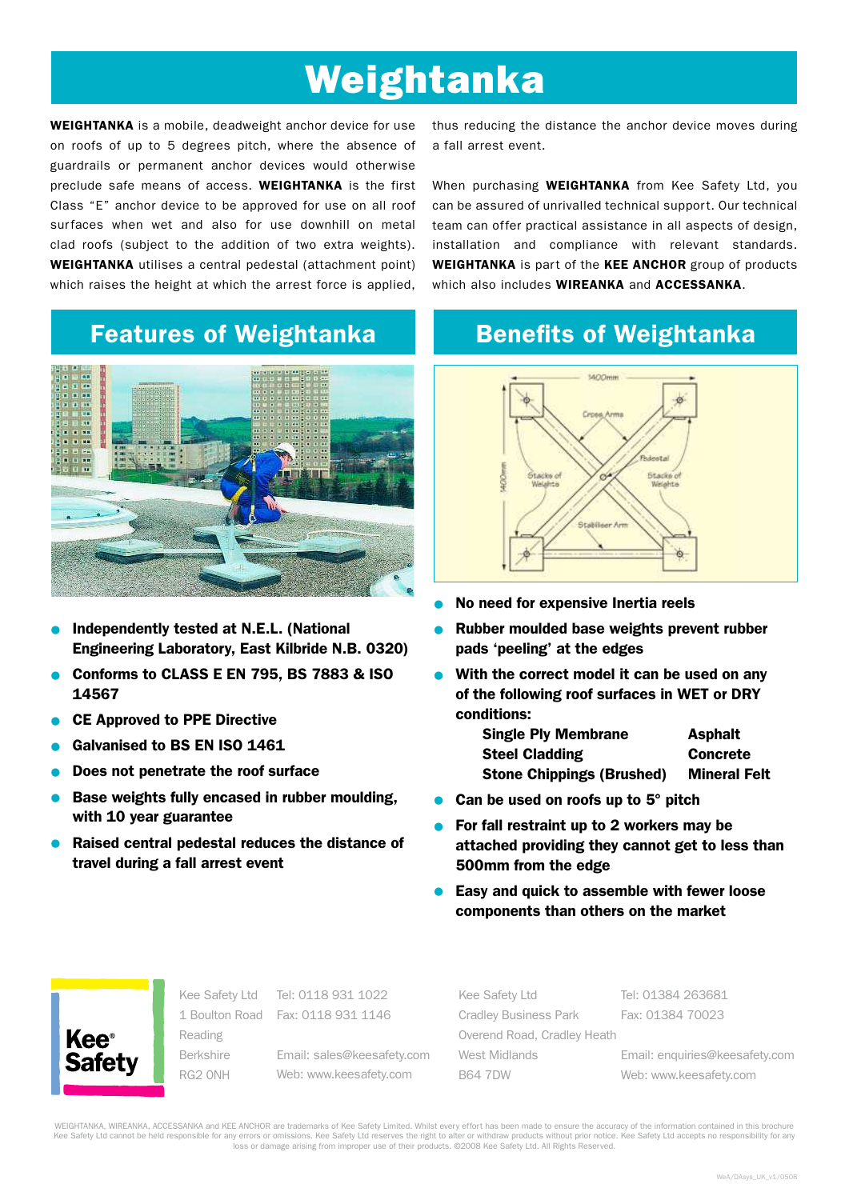# Weightanka

**WEIGHTANKA** is a mobile, deadweight anchor device for use on roofs of up to 5 degrees pitch, where the absence of guardrails or permanent anchor devices would otherwise preclude safe means of access. **WEIGHTANKA** is the first Class "E" anchor device to be approved for use on all roof surfaces when wet and also for use downhill on metal clad roofs (subject to the addition of two extra weights). **WEIGHTANKA** utilises a central pedestal (attachment point) which raises the height at which the arrest force is applied, thus reducing the distance the anchor device moves during a fall arrest event.

When purchasing **WEIGHTANKA** from Kee Safety Ltd, you can be assured of unrivalled technical support. Our technical team can offer practical assistance in all aspects of design, installation and compliance with relevant standards. **WEIGHTANKA** is part of the **KEE ANCHOR** group of products which also includes **WIREANKA** and **ACCESSANKA**.

## Features of Weightanka

- **Independently tested at N.E.L. (National Engineering Laboratory, East Kilbride N.B. 0320)**
- **Conforms to CLASS E EN 795, BS 7883 & ISO 14567**
- **CE Approved to PPE Directive**
- **Galvanised to BS EN ISO 1461**
- **Does not penetrate the roof surface**
- **Base weights fully encased in rubber moulding, with 10 year guarantee**
- **Raised central pedestal reduces the distance of travel during a fall arrest event**

## Benefits of Weightanka

1400mm
1400mm
Cross Arms
Pedestal
Stacks of Weights
Stacks of Weights
Stabiliser Arm

- **No need for expensive Inertia reels**
- **Rubber moulded base weights prevent rubber pads 'peeling' at the edges**
- **With the correct model it can be used on any of the following roof surfaces in WET or DRY conditions:**

| | |
|---|---|
| **Single Ply Membrane** | **Asphalt** |
| **Steel Cladding** | **Concrete** |
| **Stone Chippings (Brushed)** | **Mineral Felt** |

- **Can be used on roofs up to 5° pitch**
- **For fall restraint up to 2 workers may be attached providing they cannot get to less than 500mm from the edge**
- **Easy and quick to assemble with fewer loose components than others on the market**

Kee Safety

Kee Safety Ltd
1 Boulton Road
Reading
Berkshire
RG2 0NH

Tel: 0118 931 1022
Fax: 0118 931 1146

Email: sales@keesafety.com
Web: www.keesafety.com

Kee Safety Ltd
Cradley Business Park
Overend Road, Cradley Heath
West Midlands
B64 7DW

Tel: 01384 263681
Fax: 01384 70023

Email: enquiries@keesafety.com
Web: www.keesafety.com

WEIGHTANKA, WIREANKA, ACCESSANKA and KEE ANCHOR are trademarks of Kee Safety Limited. Whilst every effort has been made to ensure the accuracy of the information contained in this brochure Kee Safety Ltd cannot be held responsible for any errors or omissions. Kee Safety Ltd reserves the right to alter or withdraw products without prior notice. Kee Safety Ltd accepts no responsibility for any loss or damage arising from improper use of their products. ©2008 Kee Safety Ltd. All Rights Reserved.

WeA/DAsys_UK_v1/0508